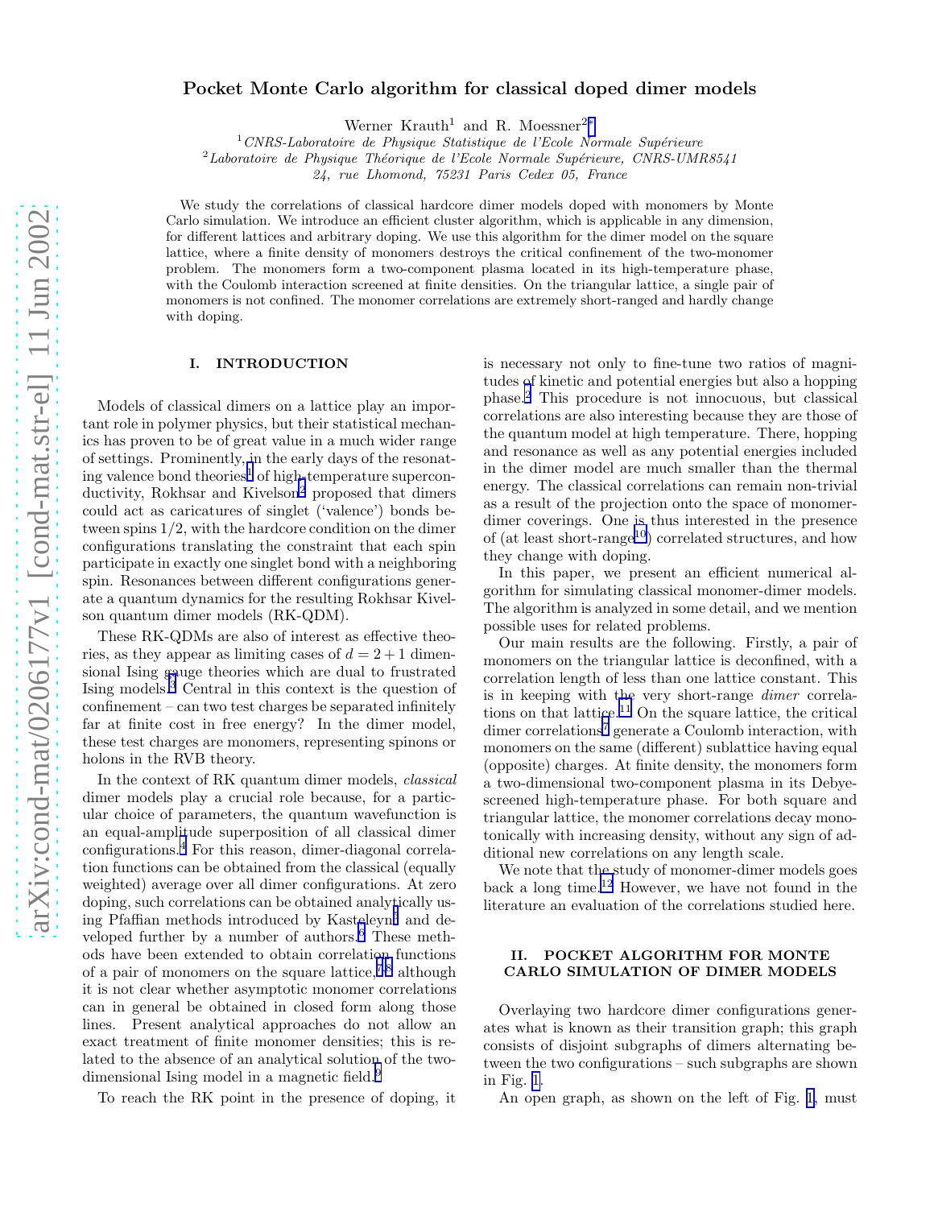# Pocket Monte Carlo algorithm for classical doped dimer models

Werner Krauth[1] and R. Moessner[2,*]

[1] *CNRS-Laboratoire de Physique Statistique de l'Ecole Normale Supérieure*
[2] *Laboratoire de Physique Théorique de l'Ecole Normale Supérieure, CNRS-UMR8541*
*24, rue Lhomond, 75231 Paris Cedex 05, France*

We study the correlations of classical hardcore dimer models doped with monomers by Monte Carlo simulation. We introduce an efficient cluster algorithm, which is applicable in any dimension, for different lattices and arbitrary doping. We use this algorithm for the dimer model on the square lattice, where a finite density of monomers destroys the critical confinement of the two-monomer problem. The monomers form a two-component plasma located in its high-temperature phase, with the Coulomb interaction screened at finite densities. On the triangular lattice, a single pair of monomers is not confined. The monomer correlations are extremely short-ranged and hardly change with doping.

## I. INTRODUCTION

Models of classical dimers on a lattice play an important role in polymer physics, but their statistical mechanics has proven to be of great value in a much wider range of settings. Prominently, in the early days of the resonating valence bond theories[1] of high-temperature superconductivity, Rokhsar and Kivelson[2] proposed that dimers could act as caricatures of singlet ('valence') bonds between spins 1/2, with the hardcore condition on the dimer configurations translating the constraint that each spin participate in exactly one singlet bond with a neighboring spin. Resonances between different configurations generate a quantum dynamics for the resulting Rokhsar Kivelson quantum dimer models (RK-QDM).

These RK-QDMs are also of interest as effective theories, as they appear as limiting cases of $d = 2 + 1$ dimensional Ising gauge theories which are dual to frustrated Ising models.[3] Central in this context is the question of confinement – can two test charges be separated infinitely far at finite cost in free energy? In the dimer model, these test charges are monomers, representing spinons or holons in the RVB theory.

In the context of RK quantum dimer models, *classical* dimer models play a crucial role because, for a particular choice of parameters, the quantum wavefunction is an equal-amplitude superposition of all classical dimer configurations.[4] For this reason, dimer-diagonal correlation functions can be obtained from the classical (equally weighted) average over all dimer configurations. At zero doping, such correlations can be obtained analytically using Pfaffian methods introduced by Kasteleyn[5] and developed further by a number of authors.[6] These methods have been extended to obtain correlation functions of a pair of monomers on the square lattice,[7,8] although it is not clear whether asymptotic monomer correlations can in general be obtained in closed form along those lines. Present analytical approaches do not allow an exact treatment of finite monomer densities; this is related to the absence of an analytical solution of the two-dimensional Ising model in a magnetic field.[9]

To reach the RK point in the presence of doping, it is necessary not only to fine-tune two ratios of magnitudes of kinetic and potential energies but also a hopping phase.[2] This procedure is not innocuous, but classical correlations are also interesting because they are those of the quantum model at high temperature. There, hopping and resonance as well as any potential energies included in the dimer model are much smaller than the thermal energy. The classical correlations can remain non-trivial as a result of the projection onto the space of monomer-dimer coverings. One is thus interested in the presence of (at least short-range[10]) correlated structures, and how they change with doping.

In this paper, we present an efficient numerical algorithm for simulating classical monomer-dimer models. The algorithm is analyzed in some detail, and we mention possible uses for related problems.

Our main results are the following. Firstly, a pair of monomers on the triangular lattice is deconfined, with a correlation length of less than one lattice constant. This is in keeping with the very short-range *dimer* correlations on that lattice.[11] On the square lattice, the critical dimer correlations[7] generate a Coulomb interaction, with monomers on the same (different) sublattice having equal (opposite) charges. At finite density, the monomers form a two-dimensional two-component plasma in its Debye-screened high-temperature phase. For both square and triangular lattice, the monomer correlations decay monotonically with increasing density, without any sign of additional new correlations on any length scale.

We note that the study of monomer-dimer models goes back a long time.[12] However, we have not found in the literature an evaluation of the correlations studied here.

## II. POCKET ALGORITHM FOR MONTE CARLO SIMULATION OF DIMER MODELS

Overlaying two hardcore dimer configurations generates what is known as their transition graph; this graph consists of disjoint subgraphs of dimers alternating between the two configurations – such subgraphs are shown in Fig. 1.

An open graph, as shown on the left of Fig. 1, must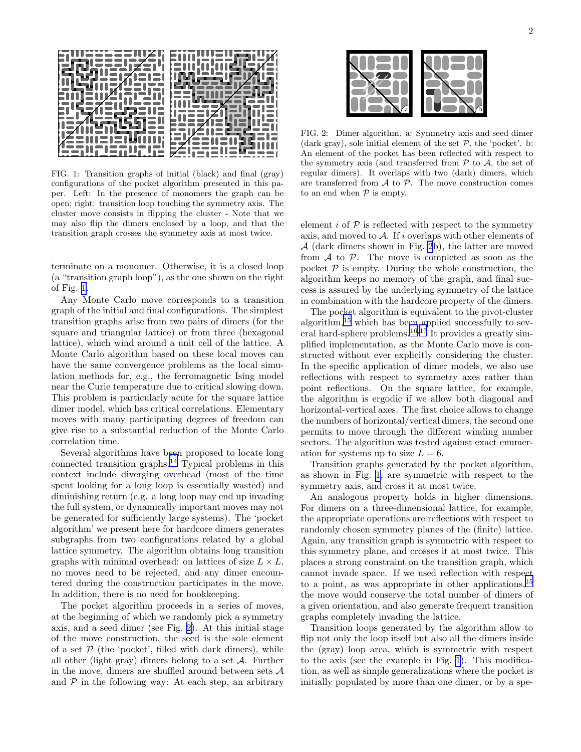FIG. 1: Transition graphs of initial (black) and final (gray) configurations of the pocket algorithm presented in this paper. Left: In the presence of monomers the graph can be open; right: transition loop touching the symmetry axis. The cluster move consists in flipping the cluster - Note that we may also flip the dimers enclosed by a loop, and that the transition graph crosses the symmetry axis at most twice.

FIG. 2: Dimer algorithm. a: Symmetry axis and seed dimer (dark gray), sole initial element of the set $\mathcal{P}$, the 'pocket'. b: An element of the pocket has been reflected with respect to the symmetry axis (and transferred from $\mathcal{P}$ to $\mathcal{A}$, the set of regular dimers). It overlaps with two (dark) dimers, which are transferred from $\mathcal{A}$ to $\mathcal{P}$. The move construction comes to an end when $\mathcal{P}$ is empty.

terminate on a monomer. Otherwise, it is a closed loop (a "transition graph loop"), as the one shown on the right of Fig. 1.

Any Monte Carlo move corresponds to a transition graph of the initial and final configurations. The simplest transition graphs arise from two pairs of dimers (for the square and triangular lattice) or from three (hexagonal lattice), which wind around a unit cell of the lattice. A Monte Carlo algorithm based on these local moves can have the same convergence problems as the local simulation methods for, e.g., the ferromagnetic Ising model near the Curie temperature due to critical slowing down. This problem is particularly acute for the square lattice dimer model, which has critical correlations. Elementary moves with many participating degrees of freedom can give rise to a substantial reduction of the Monte Carlo correlation time.

Several algorithms have been proposed to locate long connected transition graphs.[14] Typical problems in this context include diverging overhead (most of the time spent looking for a long loop is essentially wasted) and diminishing return (e.g. a long loop may end up invading the full system, or dynamically important moves may not be generated for sufficiently large systems). The 'pocket algorithm' we present here for hardcore dimers generates subgraphs from two configurations related by a global lattice symmetry. The algorithm obtains long transition graphs with minimal overhead: on lattices of size $L \times L$, no moves need to be rejected, and any dimer encountered during the construction participates in the move. In addition, there is no need for bookkeeping.

The pocket algorithm proceeds in a series of moves, at the beginning of which we randomly pick a symmetry axis, and a seed dimer (see Fig. 2). At this initial stage of the move construction, the seed is the sole element of a set $\mathcal{P}$ (the 'pocket', filled with dark dimers), while all other (light gray) dimers belong to a set $\mathcal{A}$. Further in the move, dimers are shuffled around between sets $\mathcal{A}$ and $\mathcal{P}$ in the following way: At each step, an arbitrary element $i$ of $\mathcal{P}$ is reflected with respect to the symmetry axis, and moved to $\mathcal{A}$. If $i$ overlaps with other elements of $\mathcal{A}$ (dark dimers shown in Fig. 2b), the latter are moved from $\mathcal{A}$ to $\mathcal{P}$. The move is completed as soon as the pocket $\mathcal{P}$ is empty. During the whole construction, the algorithm keeps no memory of the graph, and final success is assured by the underlying symmetry of the lattice in combination with the hardcore property of the dimers.

The pocket algorithm is equivalent to the pivot-cluster algorithm,[15] which has been applied successfully to several hard-sphere problems.[16,17] It provides a greatly simplified implementation, as the Monte Carlo move is constructed without ever explicitly considering the cluster. In the specific application of dimer models, we also use reflections with respect to symmetry axes rather than point reflections. On the square lattice, for example, the algorithm is ergodic if we allow both diagonal and horizontal-vertical axes. The first choice allows to change the numbers of horizontal/vertical dimers, the second one permits to move through the different winding number sectors. The algorithm was tested against exact enumeration for systems up to size $L = 6$.

Transition graphs generated by the pocket algorithm, as shown in Fig. 1, are symmetric with respect to the symmetry axis, and cross it at most twice.

An analogous property holds in higher dimensions. For dimers on a three-dimensional lattice, for example, the appropriate operations are reflections with respect to randomly chosen symmetry planes of the (finite) lattice. Again, any transition graph is symmetric with respect to this symmetry plane, and crosses it at most twice. This places a strong constraint on the transition graph, which cannot invade space. If we used reflection with respect to a point, as was appropriate in other applications,[15] the move would conserve the total number of dimers of a given orientation, and also generate frequent transition graphs completely invading the lattice.

Transition loops generated by the algorithm allow to flip not only the loop itself but also all the dimers inside the (gray) loop area, which is symmetric with respect to the axis (see the example in Fig. 1). This modification, as well as simple generalizations where the pocket is initially populated by more than one dimer, or by a spe-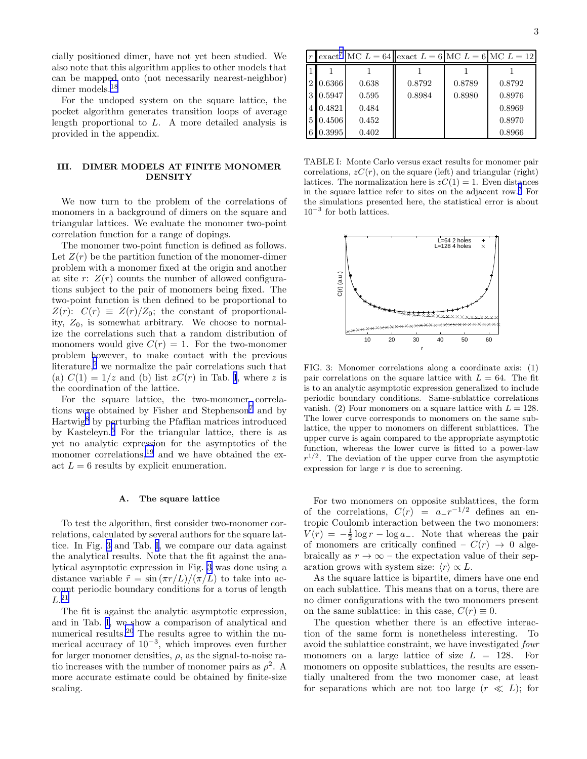cially positioned dimer, have not yet been studied. We also note that this algorithm applies to other models that can be mapped onto (not necessarily nearest-neighbor) dimer models.[18]

For the undoped system on the square lattice, the pocket algorithm generates transition loops of average length proportional to $L$. A more detailed analysis is provided in the appendix.

## III. DIMER MODELS AT FINITE MONOMER DENSITY

We now turn to the problem of the correlations of monomers in a background of dimers on the square and triangular lattices. We evaluate the monomer two-point correlation function for a range of dopings.

The monomer two-point function is defined as follows. Let $Z(r)$ be the partition function of the monomer-dimer problem with a monomer fixed at the origin and another at site $r$: $Z(r)$ counts the number of allowed configurations subject to the pair of monomers being fixed. The two-point function is then defined to be proportional to $Z(r)$: $C(r) \equiv Z(r)/Z_0$; the constant of proportionality, $Z_0$, is somewhat arbitrary. We choose to normalize the correlations such that a random distribution of monomers would give $C(r) = 1$. For the two-monomer problem however, to make contact with the previous literature,[7] we normalize the pair correlations such that (a) $C(1) = 1/z$ and (b) list $zC(r)$ in Tab. I, where $z$ is the coordination of the lattice.

For the square lattice, the two-monomer correlations were obtained by Fisher and Stephenson[7] and by Hartwig[8] by perturbing the Pfaffian matrices introduced by Kasteleyn.[5] For the triangular lattice, there is as yet no analytic expression for the asymptotics of the monomer correlations,[19] and we have obtained the exact $L = 6$ results by explicit enumeration.

### A. The square lattice

To test the algorithm, first consider two-monomer correlations, calculated by several authors for the square lattice. In Fig. 3 and Tab. I, we compare our data against the analytical results. Note that the fit against the analytical asymptotic expression in Fig. 3 was done using a distance variable $\tilde{r} = \sin(\pi r/L)/(\pi/L)$ to take into account periodic boundary conditions for a torus of length $L$.[21]

The fit is against the analytic asymptotic expression, and in Tab. I, we show a comparison of analytical and numerical results.[20] The results agree to within the numerical accuracy of $10^{-3}$, which improves even further for larger monomer densities, $\rho$, as the signal-to-noise ratio increases with the number of monomer pairs as $\rho^2$. A more accurate estimate could be obtained by finite-size scaling.

| $r$ | exact[7] | MC $L=64$ | exact $L=6$ | MC $L=6$ | MC $L=12$ |
|---|---|---|---|---|---|
| 1 | 1 | 1 | 1 | 1 | 1 |
| 2 | 0.6366 | 0.638 | 0.8792 | 0.8789 | 0.8792 |
| 3 | 0.5947 | 0.595 | 0.8984 | 0.8980 | 0.8976 |
| 4 | 0.4821 | 0.484 | | | 0.8969 |
| 5 | 0.4506 | 0.452 | | | 0.8970 |
| 6 | 0.3995 | 0.402 | | | 0.8966 |

TABLE I: Monte Carlo versus exact results for monomer pair correlations, $zC(r)$, on the square (left) and triangular (right) lattices. The normalization here is $zC(1) = 1$. Even distances in the square lattice refer to sites on the adjacent row.[7] For the simulations presented here, the statistical error is about $10^{-3}$ for both lattices.

FIG. 3: Monomer correlations along a coordinate axis: (1) pair correlations on the square lattice with $L = 64$. The fit is to an analytic asymptotic expression generalized to include periodic boundary conditions. Same-sublattice correlations vanish. (2) Four monomers on a square lattice with $L = 128$. The lower curve corresponds to monomers on the same sublattice, the upper to monomers on different sublattices. The upper curve is again compared to the appropriate asymptotic function, whereas the lower curve is fitted to a power-law $r^{1/2}$. The deviation of the upper curve from the asymptotic expression for large $r$ is due to screening.

For two monomers on opposite sublattices, the form of the correlations, $C(r) = a_- r^{-1/2}$ defines an entropic Coulomb interaction between the two monomers: $V(r) = -\frac{1}{2}\log r - \log a_-$. Note that whereas the pair of monomers are critically confined – $C(r) \to 0$ algebraically as $r \to \infty$ – the expectation value of their separation grows with system size: $\langle r \rangle \propto L$.

As the square lattice is bipartite, dimers have one end on each sublattice. This means that on a torus, there are no dimer configurations with the two monomers present on the same sublattice: in this case, $C(r) \equiv 0$.

The question whether there is an effective interaction of the same form is nonetheless interesting. To avoid the sublattice constraint, we have investigated *four* monomers on a large lattice of size $L = 128$. For monomers on opposite sublattices, the results are essentially unaltered from the two monomer case, at least for separations which are not too large ($r \ll L$); for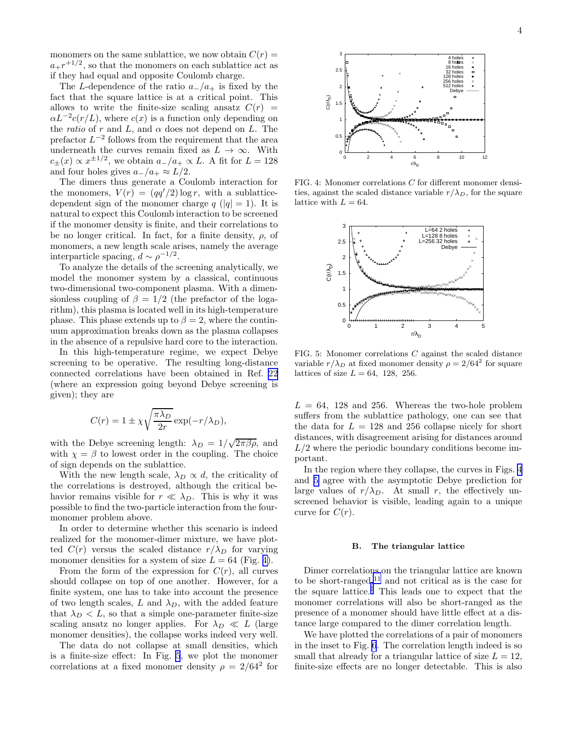monomers on the same sublattice, we now obtain $C(r) = a_+ r^{+1/2}$, so that the monomers on each sublattice act as if they had equal and opposite Coulomb charge.

The $L$-dependence of the ratio $a_-/a_+$ is fixed by the fact that the square lattice is at a critical point. This allows to write the finite-size scaling ansatz $C(r) = \alpha L^{-2} c(r/L)$, where $c(x)$ is a function only depending on the *ratio* of $r$ and $L$, and $\alpha$ does not depend on $L$. The prefactor $L^{-2}$ follows from the requirement that the area underneath the curves remain fixed as $L \to \infty$. With $c_\pm(x) \propto x^{\pm 1/2}$, we obtain $a_-/a_+ \propto L$. A fit for $L = 128$ and four holes gives $a_-/a_+ \approx L/2$.

The dimers thus generate a Coulomb interaction for the monomers, $V(r) = (qq'/2)\log r$, with a sublattice-dependent sign of the monomer charge $q$ ($|q| = 1$). It is natural to expect this Coulomb interaction to be screened if the monomer density is finite, and their correlations to be no longer critical. In fact, for a finite density, $\rho$, of monomers, a new length scale arises, namely the average interparticle spacing, $d \sim \rho^{-1/2}$.

To analyze the details of the screening analytically, we model the monomer system by a classical, continuous two-dimensional two-component plasma. With a dimensionless coupling of $\beta = 1/2$ (the prefactor of the logarithm), this plasma is located well in its high-temperature phase. This phase extends up to $\beta = 2$, where the continuum approximation breaks down as the plasma collapses in the absence of a repulsive hard core to the interaction.

In this high-temperature regime, we expect Debye screening to be operative. The resulting long-distance connected correlations have been obtained in Ref. [22] (where an expression going beyond Debye screening is given); they are

$$C(r) = 1 \pm \chi \sqrt{\frac{\pi \lambda_D}{2r}} \exp(-r/\lambda_D),$$

with the Debye screening length: $\lambda_D = 1/\sqrt{2\pi\beta\rho}$, and with $\chi = \beta$ to lowest order in the coupling. The choice of sign depends on the sublattice.

With the new length scale, $\lambda_D \propto d$, the criticality of the correlations is destroyed, although the critical behavior remains visible for $r \ll \lambda_D$. This is why it was possible to find the two-particle interaction from the four-monomer problem above.

In order to determine whether this scenario is indeed realized for the monomer-dimer mixture, we have plotted $C(r)$ versus the scaled distance $r/\lambda_D$ for varying monomer densities for a system of size $L = 64$ (Fig. 4).

From the form of the expression for $C(r)$, all curves should collapse on top of one another. However, for a finite system, one has to take into account the presence of two length scales, $L$ and $\lambda_D$, with the added feature that $\lambda_D < L$, so that a simple one-parameter finite-size scaling ansatz no longer applies. For $\lambda_D \ll L$ (large monomer densities), the collapse works indeed very well.

The data do not collapse at small densities, which is a finite-size effect: In Fig. 5, we plot the monomer correlations at a fixed monomer density $\rho = 2/64^2$ for $L = 64,\ 128$ and $256$. Whereas the two-hole problem suffers from the sublattice pathology, one can see that the data for $L = 128$ and $256$ collapse nicely for short distances, with disagreement arising for distances around $L/2$ where the periodic boundary conditions become important.

In the region where they collapse, the curves in Figs. 4 and 5 agree with the asymptotic Debye prediction for large values of $r/\lambda_D$. At small $r$, the effectively unscreened behavior is visible, leading again to a unique curve for $C(r)$.

FIG. 4: Monomer correlations $C$ for different monomer densities, against the scaled distance variable $r/\lambda_D$, for the square lattice with $L = 64$.

FIG. 5: Monomer correlations $C$ against the scaled distance variable $r/\lambda_D$ at fixed monomer density $\rho = 2/64^2$ for square lattices of size $L = 64,\ 128,\ 256$.

### B. The triangular lattice

Dimer correlations on the triangular lattice are known to be short-ranged[11] and not critical as is the case for the square lattice.[7] This leads one to expect that the monomer correlations will also be short-ranged as the presence of a monomer should have little effect at a distance large compared to the dimer correlation length.

We have plotted the correlations of a pair of monomers in the inset to Fig. 6. The correlation length indeed is so small that already for a triangular lattice of size $L = 12$, finite-size effects are no longer detectable. This is also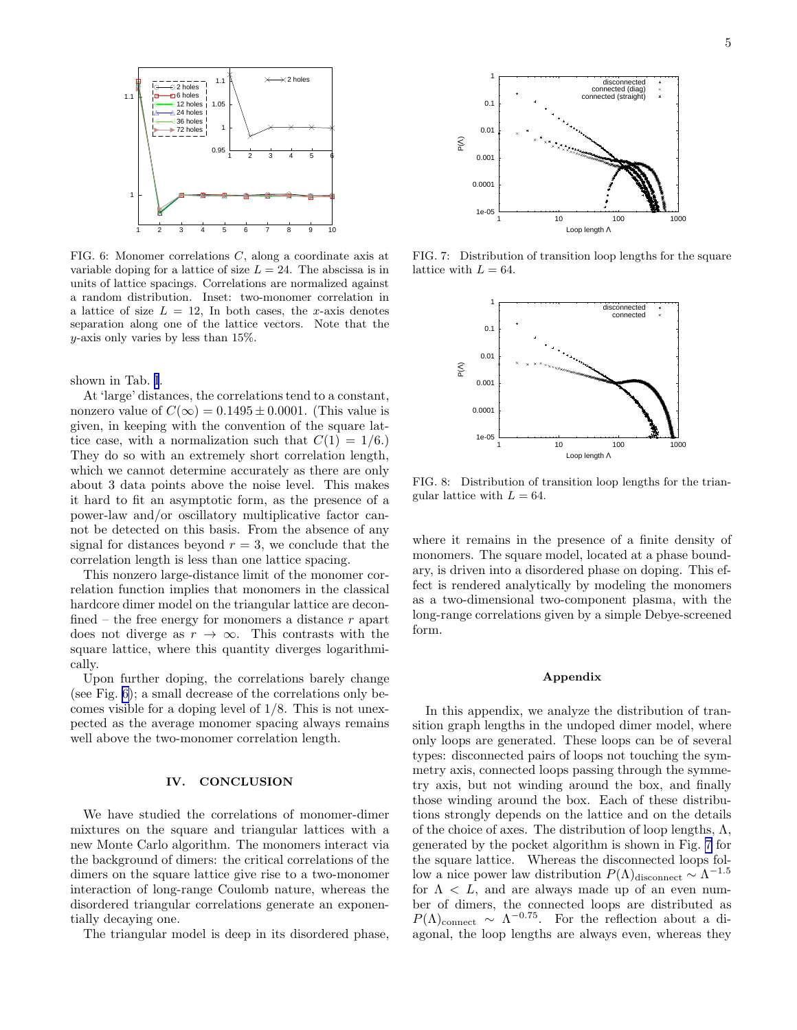FIG. 6: Monomer correlations $C$, along a coordinate axis at variable doping for a lattice of size $L = 24$. The abscissa is in units of lattice spacings. Correlations are normalized against a random distribution. Inset: two-monomer correlation in a lattice of size $L = 12$, In both cases, the $x$-axis denotes separation along one of the lattice vectors. Note that the $y$-axis only varies by less than 15%.

shown in Tab. I.

At 'large' distances, the correlations tend to a constant, nonzero value of $C(\infty) = 0.1495 \pm 0.0001$. (This value is given, in keeping with the convention of the square lattice case, with a normalization such that $C(1) = 1/6$.) They do so with an extremely short correlation length, which we cannot determine accurately as there are only about 3 data points above the noise level. This makes it hard to fit an asymptotic form, as the presence of a power-law and/or oscillatory multiplicative factor cannot be detected on this basis. From the absence of any signal for distances beyond $r = 3$, we conclude that the correlation length is less than one lattice spacing.

This nonzero large-distance limit of the monomer correlation function implies that monomers in the classical hardcore dimer model on the triangular lattice are deconfined – the free energy for monomers a distance $r$ apart does not diverge as $r \to \infty$. This contrasts with the square lattice, where this quantity diverges logarithmically.

Upon further doping, the correlations barely change (see Fig. 6); a small decrease of the correlations only becomes visible for a doping level of 1/8. This is not unexpected as the average monomer spacing always remains well above the two-monomer correlation length.

## IV. CONCLUSION

We have studied the correlations of monomer-dimer mixtures on the square and triangular lattices with a new Monte Carlo algorithm. The monomers interact via the background of dimers: the critical correlations of the dimers on the square lattice give rise to a two-monomer interaction of long-range Coulomb nature, whereas the disordered triangular correlations generate an exponentially decaying one.

The triangular model is deep in its disordered phase, where it remains in the presence of a finite density of monomers. The square model, located at a phase boundary, is driven into a disordered phase on doping. This effect is rendered analytically by modeling the monomers as a two-dimensional two-component plasma, with the long-range correlations given by a simple Debye-screened form.

FIG. 7: Distribution of transition loop lengths for the square lattice with $L = 64$.

FIG. 8: Distribution of transition loop lengths for the triangular lattice with $L = 64$.

## Appendix

In this appendix, we analyze the distribution of transition graph lengths in the undoped dimer model, where only loops are generated. These loops can be of several types: disconnected pairs of loops not touching the symmetry axis, connected loops passing through the symmetry axis, but not winding around the box, and finally those winding around the box. Each of these distributions strongly depends on the lattice and on the details of the choice of axes. The distribution of loop lengths, $\Lambda$, generated by the pocket algorithm is shown in Fig. 7 for the square lattice. Whereas the disconnected loops follow a nice power law distribution $P(\Lambda)_{\text{disconnect}} \sim \Lambda^{-1.5}$ for $\Lambda < L$, and are always made up of an even number of dimers, the connected loops are distributed as $P(\Lambda)_{\text{connect}} \sim \Lambda^{-0.75}$. For the reflection about a diagonal, the loop lengths are always even, whereas they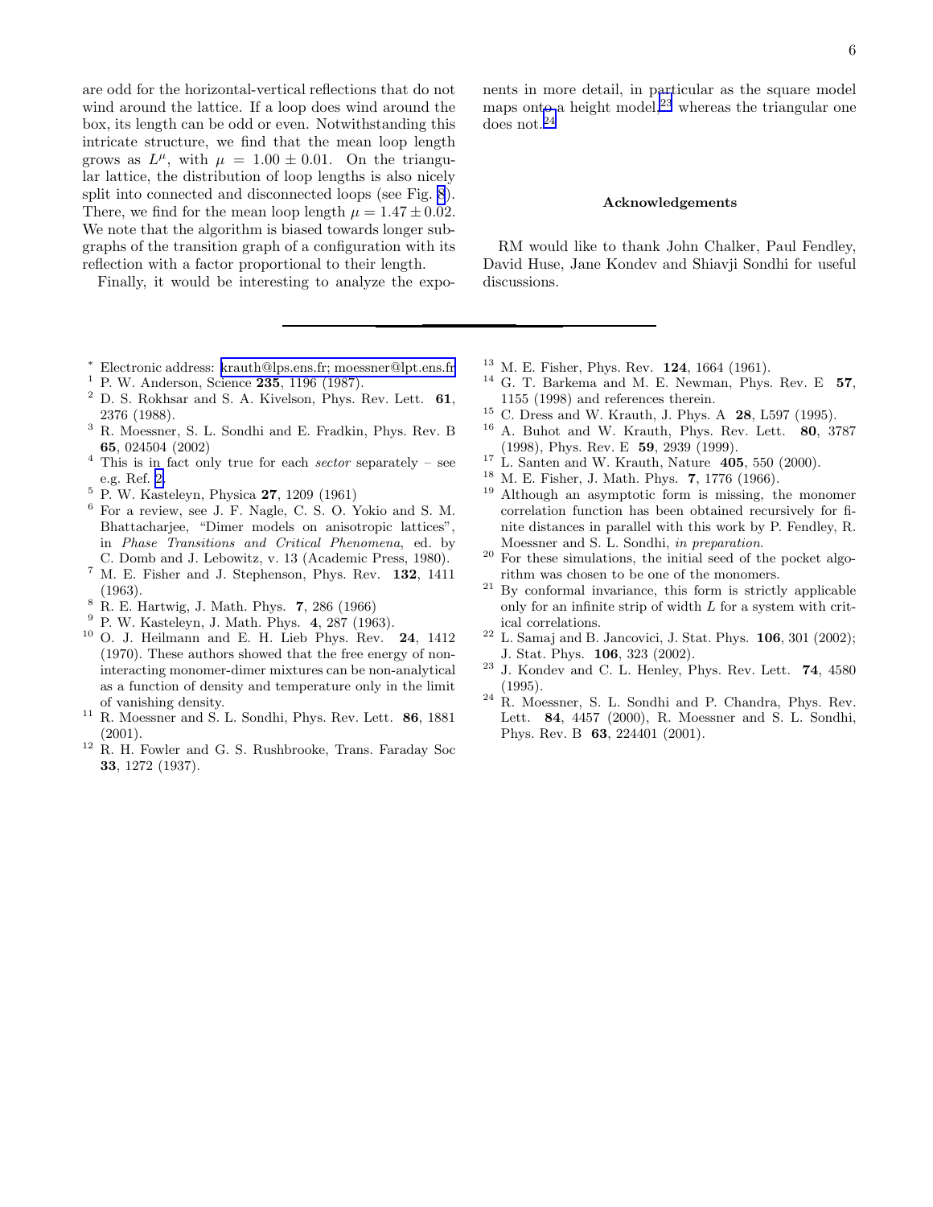are odd for the horizontal-vertical reflections that do not wind around the lattice. If a loop does wind around the box, its length can be odd or even. Notwithstanding this intricate structure, we find that the mean loop length grows as $L^{\mu}$, with $\mu = 1.00 \pm 0.01$. On the triangular lattice, the distribution of loop lengths is also nicely split into connected and disconnected loops (see Fig. 8). There, we find for the mean loop length $\mu = 1.47 \pm 0.02$. We note that the algorithm is biased towards longer subgraphs of the transition graph of a configuration with its reflection with a factor proportional to their length.

Finally, it would be interesting to analyze the exponents in more detail, in particular as the square model maps onto a height model,[23] whereas the triangular one does not.[24]

### Acknowledgements

RM would like to thank John Chalker, Paul Fendley, David Huse, Jane Kondev and Shiavji Sondhi for useful discussions.

---

- [*] Electronic address: krauth@lps.ens.fr; moessner@lpt.ens.fr
- [1] P. W. Anderson, Science **235**, 1196 (1987).
- [2] D. S. Rokhsar and S. A. Kivelson, Phys. Rev. Lett. **61**, 2376 (1988).
- [3] R. Moessner, S. L. Sondhi and E. Fradkin, Phys. Rev. B **65**, 024504 (2002)
- [4] This is in fact only true for each *sector* separately – see e.g. Ref. 2.
- [5] P. W. Kasteleyn, Physica **27**, 1209 (1961)
- [6] For a review, see J. F. Nagle, C. S. O. Yokio and S. M. Bhattacharjee, "Dimer models on anisotropic lattices", in *Phase Transitions and Critical Phenomena*, ed. by C. Domb and J. Lebowitz, v. 13 (Academic Press, 1980).
- [7] M. E. Fisher and J. Stephenson, Phys. Rev. **132**, 1411 (1963).
- [8] R. E. Hartwig, J. Math. Phys. **7**, 286 (1966)
- [9] P. W. Kasteleyn, J. Math. Phys. **4**, 287 (1963).
- [10] O. J. Heilmann and E. H. Lieb Phys. Rev. **24**, 1412 (1970). These authors showed that the free energy of non-interacting monomer-dimer mixtures can be non-analytical as a function of density and temperature only in the limit of vanishing density.
- [11] R. Moessner and S. L. Sondhi, Phys. Rev. Lett. **86**, 1881 (2001).
- [12] R. H. Fowler and G. S. Rushbrooke, Trans. Faraday Soc **33**, 1272 (1937).
- [13] M. E. Fisher, Phys. Rev. **124**, 1664 (1961).
- [14] G. T. Barkema and M. E. Newman, Phys. Rev. E **57**, 1155 (1998) and references therein.
- [15] C. Dress and W. Krauth, J. Phys. A **28**, L597 (1995).
- [16] A. Buhot and W. Krauth, Phys. Rev. Lett. **80**, 3787 (1998), Phys. Rev. E **59**, 2939 (1999).
- [17] L. Santen and W. Krauth, Nature **405**, 550 (2000).
- [18] M. E. Fisher, J. Math. Phys. **7**, 1776 (1966).
- [19] Although an asymptotic form is missing, the monomer correlation function has been obtained recursively for finite distances in parallel with this work by P. Fendley, R. Moessner and S. L. Sondhi, *in preparation*.
- [20] For these simulations, the initial seed of the pocket algorithm was chosen to be one of the monomers.
- [21] By conformal invariance, this form is strictly applicable only for an infinite strip of width $L$ for a system with critical correlations.
- [22] L. Samaj and B. Jancovici, J. Stat. Phys. **106**, 301 (2002); J. Stat. Phys. **106**, 323 (2002).
- [23] J. Kondev and C. L. Henley, Phys. Rev. Lett. **74**, 4580 (1995).
- [24] R. Moessner, S. L. Sondhi and P. Chandra, Phys. Rev. Lett. **84**, 4457 (2000), R. Moessner and S. L. Sondhi, Phys. Rev. B **63**, 224401 (2001).